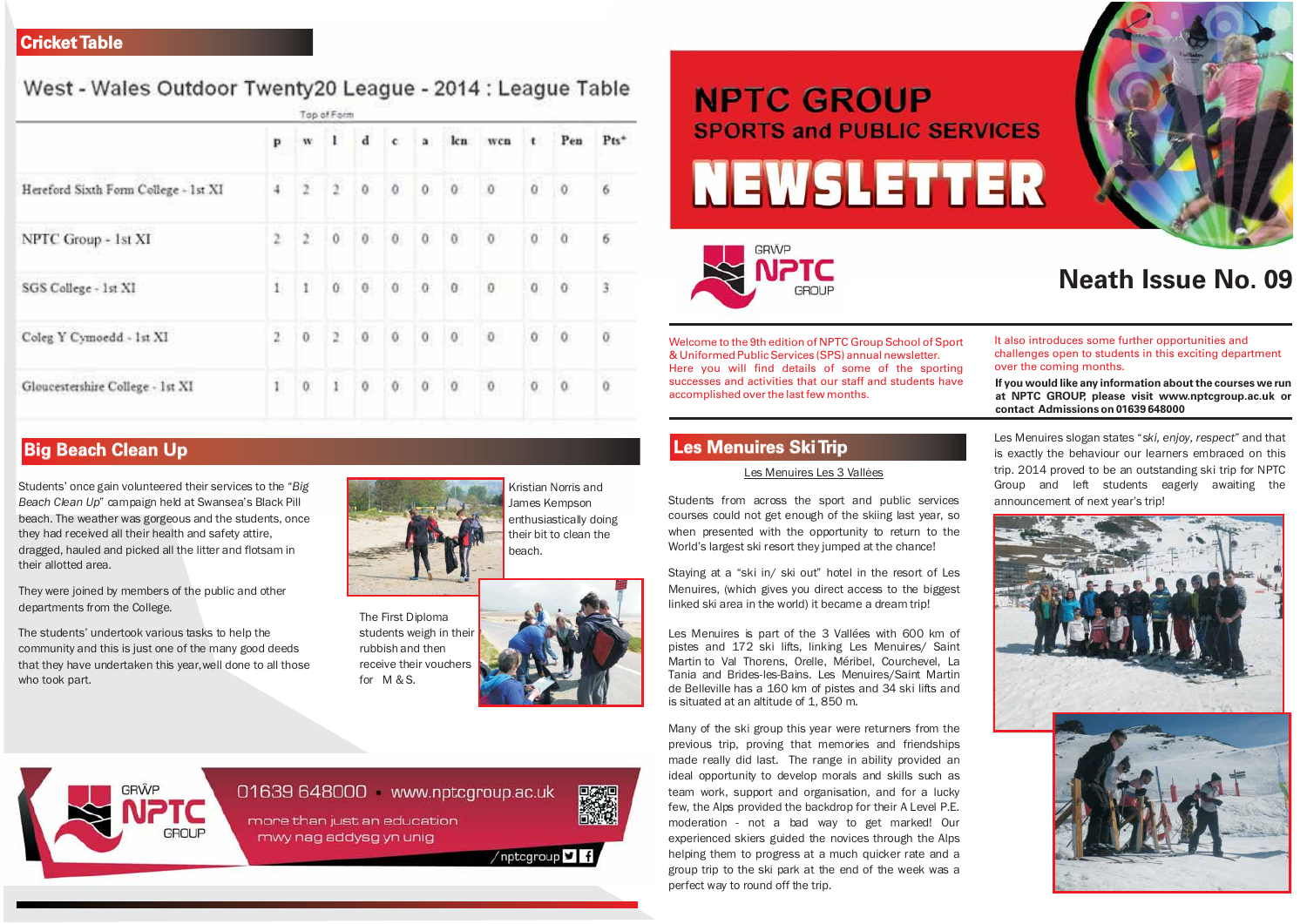## Cricket Table

### West - Wales Outdoor Twenty20 League - 2014 : League Table

Top of Form

| | p | w | l | d | c | a | lcn | wcn | t | Pen | Pts* |
|---|---|---|---|---|---|---|---|---|---|---|---|
| Hereford Sixth Form College - 1st XI | 4 | 2 | 2 | 0 | 0 | 0 | 0 | 0 | 0 | 0 | 6 |
| NPTC Group - 1st XI | 2 | 2 | 0 | 0 | 0 | 0 | 0 | 0 | 0 | 0 | 6 |
| SGS College - 1st XI | 1 | 1 | 0 | 0 | 0 | 0 | 0 | 0 | 0 | 0 | 3 |
| Coleg Y Cymoedd - 1st XI | 2 | 0 | 2 | 0 | 0 | 0 | 0 | 0 | 0 | 0 | 0 |
| Gloucestershire College - 1st XI | 1 | 0 | 1 | 0 | 0 | 0 | 0 | 0 | 0 | 0 | 0 |

## Big Beach Clean Up

Students' once gain volunteered their services to the "*Big Beach Clean Up*" campaign held at Swansea's Black Pill beach. The weather was gorgeous and the students, once they had received all their health and safety attire, dragged, hauled and picked all the litter and flotsam in their allotted area.

They were joined by members of the public and other departments from the College.

The students' undertook various tasks to help the community and this is just one of the many good deeds that they have undertaken this year, well done to all those who took part.

Kristian Norris and James Kempson enthusiastically doing their bit to clean the beach.

The First Diploma students weigh in their rubbish and then receive their vouchers for M & S.

01639 648000 • www.nptcgroup.ac.uk

more than just an education

mwy nag addysg yn unig

/nptcgroup

# NPTC GROUP
## SPORTS and PUBLIC SERVICES
# NEWSLETTER

GRŴP NPTC GROUP

## Neath Issue No. 09

Welcome to the 9th edition of NPTC Group School of Sport & Uniformed Public Services (SPS) annual newsletter. Here you will find details of some of the sporting successes and activities that our staff and students have accomplished over the last few months.

It also introduces some further opportunities and challenges open to students in this exciting department over the coming months.

**If you would like any information about the courses we run at NPTC GROUP, please visit www.nptcgroup.ac.uk or contact Admissions on 01639 648000**

## Les Menuires Ski Trip

Les Menuires Les 3 Vallées

Students from across the sport and public services courses could not get enough of the skiing last year, so when presented with the opportunity to return to the World's largest ski resort they jumped at the chance!

Staying at a "ski in/ ski out" hotel in the resort of Les Menuires, (which gives you direct access to the biggest linked ski area in the world) it became a dream trip!

Les Menuires is part of the 3 Vallées with 600 km of pistes and 172 ski lifts, linking Les Menuires/ Saint Martin to Val Thorens, Orelle, Méribel, Courchevel, La Tania and Brides-les-Bains. Les Menuires/Saint Martin de Belleville has a 160 km of pistes and 34 ski lifts and is situated at an altitude of 1, 850 m.

Many of the ski group this year were returners from the previous trip, proving that memories and friendships made really did last. The range in ability provided an ideal opportunity to develop morals and skills such as team work, support and organisation, and for a lucky few, the Alps provided the backdrop for their A Level P.E. moderation - not a bad way to get marked! Our experienced skiers guided the novices through the Alps helping them to progress at a much quicker rate and a group trip to the ski park at the end of the week was a perfect way to round off the trip.

Les Menuires slogan states "*ski, enjoy, respect*" and that is exactly the behaviour our learners embraced on this trip. 2014 proved to be an outstanding ski trip for NPTC Group and left students eagerly awaiting the announcement of next year's trip!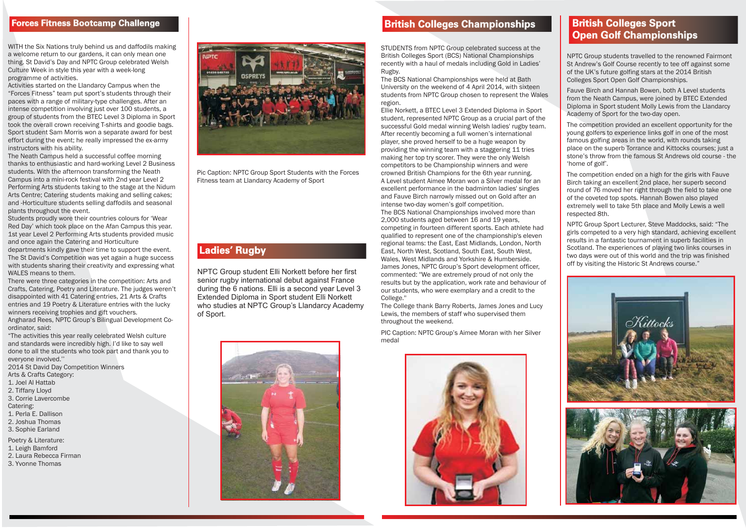## Forces Fitness Bootcamp Challenge

WITH the Six Nations truly behind us and daffodils making a welcome return to our gardens, it can only mean one thing, St David's Day and NPTC Group celebrated Welsh Culture Week in style this year with a week-long programme of activities.

Activities started on the Llandarcy Campus when the "Forces Fitness" team put sport's students through their paces with a range of military-type challenges. After an intense competition involving just over 100 students, a group of students from the BTEC Level 3 Diploma in Sport took the overall crown receiving T-shirts and goodie bags. Sport student Sam Morris won a separate award for best effort during the event; he really impressed the ex-army instructors with his ability.

The Neath Campus held a successful coffee morning thanks to enthusiastic and hard-working Level 2 Business students. With the afternoon transforming the Neath Campus into a mini-rock festival with 2nd year Level 2 Performing Arts students taking to the stage at the Nidum Arts Centre; Catering students making and selling cakes; and -Horticulture students selling daffodils and seasonal plants throughout the event.

Students proudly wore their countries colours for 'Wear Red Day' which took place on the Afan Campus this year. 1st year Level 2 Performing Arts students provided music and once again the Catering and Horticulture departments kindly gave their time to support the event.

The St David's Competition was yet again a huge success with students sharing their creativity and expressing what WALES means to them.

There were three categories in the competition: Arts and Crafts, Catering, Poetry and Literature. The judges weren't disappointed with 41 Catering entries, 21 Arts & Crafts entries and 19 Poetry & Literature entries with the lucky winners receiving trophies and gift vouchers.

Angharad Rees, NPTC Group's Bilingual Development Co-ordinator, said:

"The activities this year really celebrated Welsh culture and standards were incredibly high. I'd like to say well done to all the students who took part and thank you to everyone involved.''

2014 St David Day Competition Winners

Arts & Crafts Category:
1. Joel Al Hattab
2. Tiffany Lloyd
3. Corrie Lavercombe

Catering:
1. Perla E. Dallison
2. Joshua Thomas
3. Sophie Earland

Poetry & Literature:
1. Leigh Bamford
2. Laura Rebecca Firman
3. Yvonne Thomas

Pic Caption: NPTC Group Sport Students with the Forces Fitness team at Llandarcy Academy of Sport

## Ladies' Rugby

NPTC Group student Elli Norkett before her first senior rugby international debut against France during the 6 nations. Elli is a second year Level 3 Extended Diploma in Sport student Elli Norkett who studies at NPTC Group's Llandarcy Academy of Sport.

## British Colleges Championships

STUDENTS from NPTC Group celebrated success at the British Colleges Sport (BCS) National Championships recently with a haul of medals including Gold in Ladies' Rugby.

The BCS National Championships were held at Bath University on the weekend of 4 April 2014, with sixteen students from NPTC Group chosen to represent the Wales region.

Ellie Norkett, a BTEC Level 3 Extended Diploma in Sport student, represented NPTC Group as a crucial part of the successful Gold medal winning Welsh ladies' rugby team. After recently becoming a full women's international player, she proved herself to be a huge weapon by providing the winning team with a staggering 11 tries making her top try scorer. They were the only Welsh competitors to be Championship winners and were crowned British Champions for the 6th year running.

A Level student Aimee Moran won a Silver medal for an excellent performance in the badminton ladies' singles and Fauve Birch narrowly missed out on Gold after an intense two-day women's golf competition.

The BCS National Championships involved more than 2,000 students aged between 16 and 19 years, competing in fourteen different sports. Each athlete had qualified to represent one of the championship's eleven regional teams: the East, East Midlands, London, North East, North West, Scotland, South East, South West, Wales, West Midlands and Yorkshire & Humberside.

James Jones, NPTC Group's Sport development officer, commented: "We are extremely proud of not only the results but by the application, work rate and behaviour of our students, who were exemplary and a credit to the College."

The College thank Barry Roberts, James Jones and Lucy Lewis, the members of staff who supervised them throughout the weekend.

PIC Caption: NPTC Group's Aimee Moran with her Silver medal

## British Colleges Sport Open Golf Championships

NPTC Group students travelled to the renowned Fairmont St Andrew's Golf Course recently to tee off against some of the UK's future golfing stars at the 2014 British Colleges Sport Open Golf Championships.

Fauve Birch and Hannah Bowen, both A Level students from the Neath Campus, were joined by BTEC Extended Diploma in Sport student Molly Lewis from the Llandarcy Academy of Sport for the two-day open.

The competition provided an excellent opportunity for the young golfers to experience links golf in one of the most famous golfing areas in the world, with rounds taking place on the superb Torrance and Kittocks courses; just a stone's throw from the famous St Andrews old course - the 'home of golf'.

The competition ended on a high for the girls with Fauve Birch taking an excellent 2nd place, her superb second round of 76 moved her right through the field to take one of the coveted top spots. Hannah Bowen also played extremely well to take 5th place and Molly Lewis a well respected 8th.

NPTC Group Sport Lecturer, Steve Maddocks, said: "The girls competed to a very high standard, achieving excellent results in a fantastic tournament in superb facilities in Scotland. The experiences of playing two links courses in two days were out of this world and the trip was finished off by visiting the Historic St Andrews course."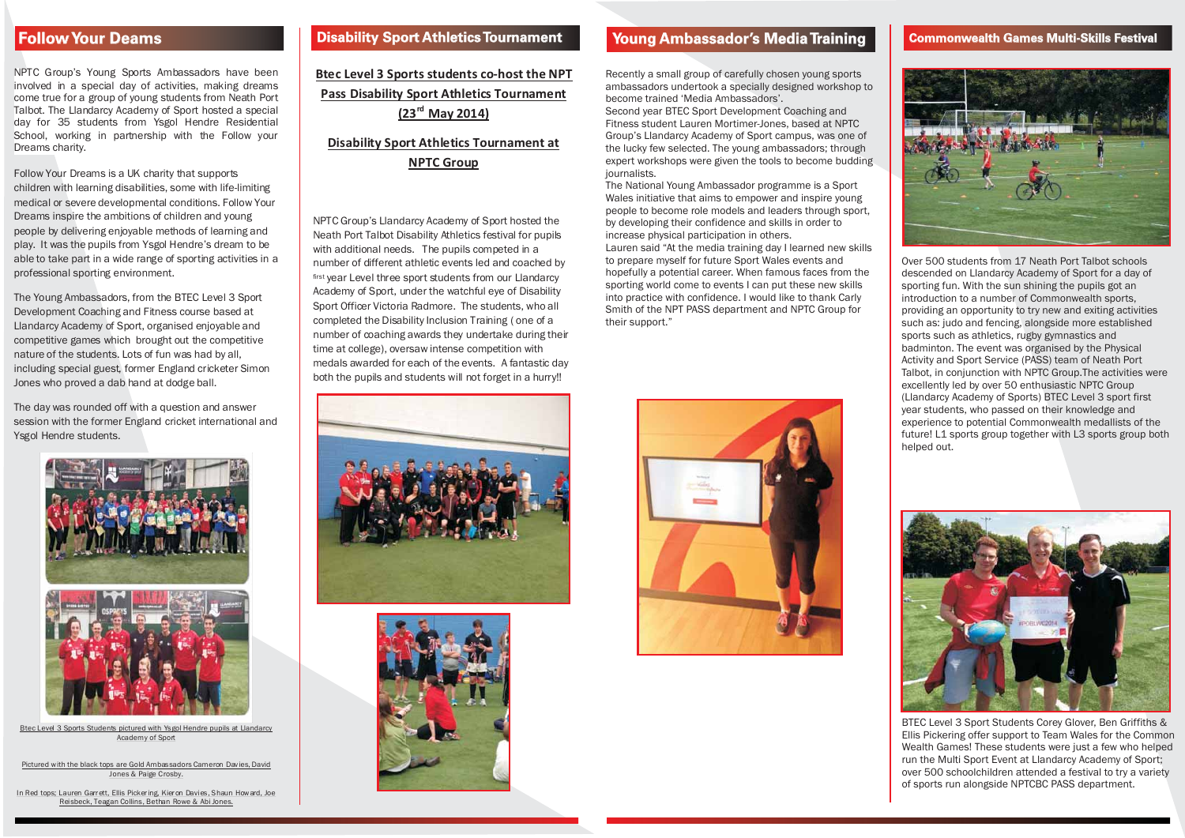## Follow Your Deams

NPTC Group's Young Sports Ambassadors have been involved in a special day of activities, making dreams come true for a group of young students from Neath Port Talbot. The Llandarcy Academy of Sport hosted a special day for 35 students from Ysgol Hendre Residential School, working in partnership with the Follow your Dreams charity.

Follow Your Dreams is a UK charity that supports children with learning disabilities, some with life-limiting medical or severe developmental conditions. Follow Your Dreams inspire the ambitions of children and young people by delivering enjoyable methods of learning and play. It was the pupils from Ysgol Hendre's dream to be able to take part in a wide range of sporting activities in a professional sporting environment.

The Young Ambassadors, from the BTEC Level 3 Sport Development Coaching and Fitness course based at Llandarcy Academy of Sport, organised enjoyable and competitive games which brought out the competitive nature of the students. Lots of fun was had by all, including special guest, former England cricketer Simon Jones who proved a dab hand at dodge ball.

The day was rounded off with a question and answer session with the former England cricket international and Ysgol Hendre students.

Btec Level 3 Sports Students pictured with Ysgol Hendre pupils at Llandarcy Academy of Sport

Pictured with the black tops are Gold Ambassadors Cameron Davies, David Jones & Paige Crosby.

In Red tops; Lauren Garrett, Ellis Pickering, Kieron Davies, Shaun Howard, Joe Reisbeck, Teagan Collins, Bethan Rowe & Abi Jones.

## Disability Sport Athletics Tournament

**Btec Level 3 Sports students co-host the NPT Pass Disability Sport Athletics Tournament (23rd May 2014)**

**Disability Sport Athletics Tournament at NPTC Group**

NPTC Group's Llandarcy Academy of Sport hosted the Neath Port Talbot Disability Athletics festival for pupils with additional needs. The pupils competed in a number of different athletic events led and coached by first year Level three sport students from our Llandarcy Academy of Sport, under the watchful eye of Disability Sport Officer Victoria Radmore. The students, who all completed the Disability Inclusion Training ( one of a number of coaching awards they undertake during their time at college), oversaw intense competition with medals awarded for each of the events. A fantastic day both the pupils and students will not forget in a hurry!!

## Young Ambassador's Media Training

Recently a small group of carefully chosen young sports ambassadors undertook a specially designed workshop to become trained 'Media Ambassadors'.
Second year BTEC Sport Development Coaching and Fitness student Lauren Mortimer-Jones, based at NPTC Group's Llandarcy Academy of Sport campus, was one of the lucky few selected. The young ambassadors; through expert workshops were given the tools to become budding journalists.
The National Young Ambassador programme is a Sport Wales initiative that aims to empower and inspire young people to become role models and leaders through sport, by developing their confidence and skills in order to increase physical participation in others.
Lauren said "At the media training day I learned new skills to prepare myself for future Sport Wales events and hopefully a potential career. When famous faces from the sporting world come to events I can put these new skills into practice with confidence. I would like to thank Carly Smith of the NPT PASS department and NPTC Group for their support."

## Commonwealth Games Multi-Skills Festival

Over 500 students from 17 Neath Port Talbot schools descended on Llandarcy Academy of Sport for a day of sporting fun. With the sun shining the pupils got an introduction to a number of Commonwealth sports, providing an opportunity to try new and exiting activities such as: judo and fencing, alongside more established sports such as athletics, rugby gymnastics and badminton. The event was organised by the Physical Activity and Sport Service (PASS) team of Neath Port Talbot, in conjunction with NPTC Group.The activities were excellently led by over 50 enthusiastic NPTC Group (Llandarcy Academy of Sports) BTEC Level 3 sport first year students, who passed on their knowledge and experience to potential Commonwealth medallists of the future! L1 sports group together with L3 sports group both helped out.

BTEC Level 3 Sport Students Corey Glover, Ben Griffiths & Ellis Pickering offer support to Team Wales for the Common Wealth Games! These students were just a few who helped run the Multi Sport Event at Llandarcy Academy of Sport; over 500 schoolchildren attended a festival to try a variety of sports run alongside NPTCBC PASS department.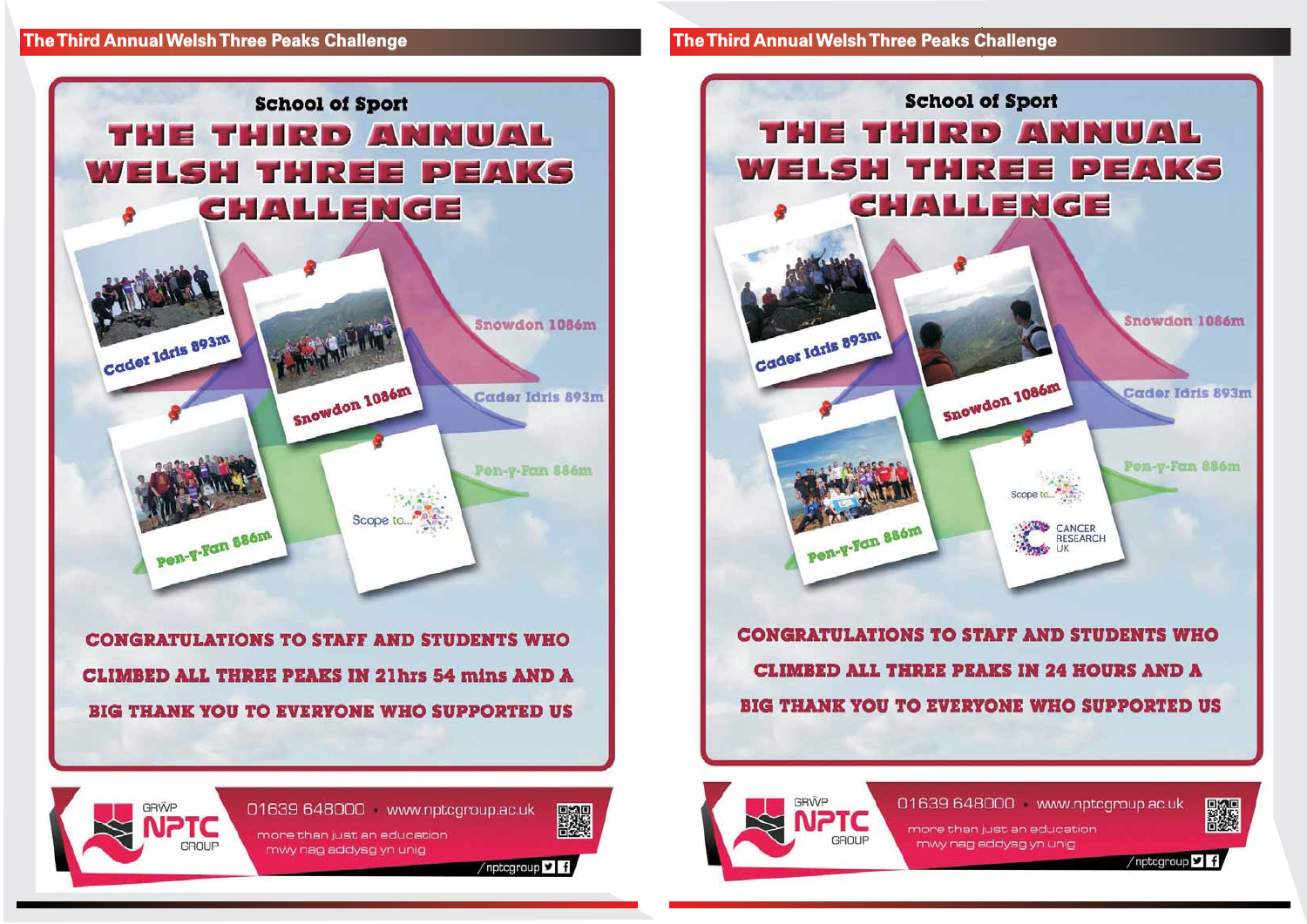## The Third Annual Welsh Three Peaks Challenge

School of Sport

# THE THIRD ANNUAL WELSH THREE PEAKS CHALLENGE

Cader Idris 893m

Snowdon 1086m

Pen-y-Fan 886m

Scope to...

Snowdon 1086m

Cader Idris 893m

Pen-y-Fan 886m

**CONGRATULATIONS TO STAFF AND STUDENTS WHO CLIMBED ALL THREE PEAKS IN 21hrs 54 mins AND A BIG THANK YOU TO EVERYONE WHO SUPPORTED US**

GRŴP NPTC GROUP

01639 648000 · www.nptcgroup.ac.uk

more than just an education
mwy nag addysg yn unig

/nptcgroup

## The Third Annual Welsh Three Peaks Challenge

School of Sport

# THE THIRD ANNUAL WELSH THREE PEAKS CHALLENGE

Cader Idris 893m

Snowdon 1086m

Pen-y-Fan 886m

Scope to...

CANCER RESEARCH UK

Snowdon 1086m

Cader Idris 893m

Pen-y-Fan 886m

**CONGRATULATIONS TO STAFF AND STUDENTS WHO CLIMBED ALL THREE PEAKS IN 24 HOURS AND A BIG THANK YOU TO EVERYONE WHO SUPPORTED US**

GRŴP NPTC GROUP

01639 648000 · www.nptcgroup.ac.uk

more than just an education
mwy nag addysg yn unig

/nptcgroup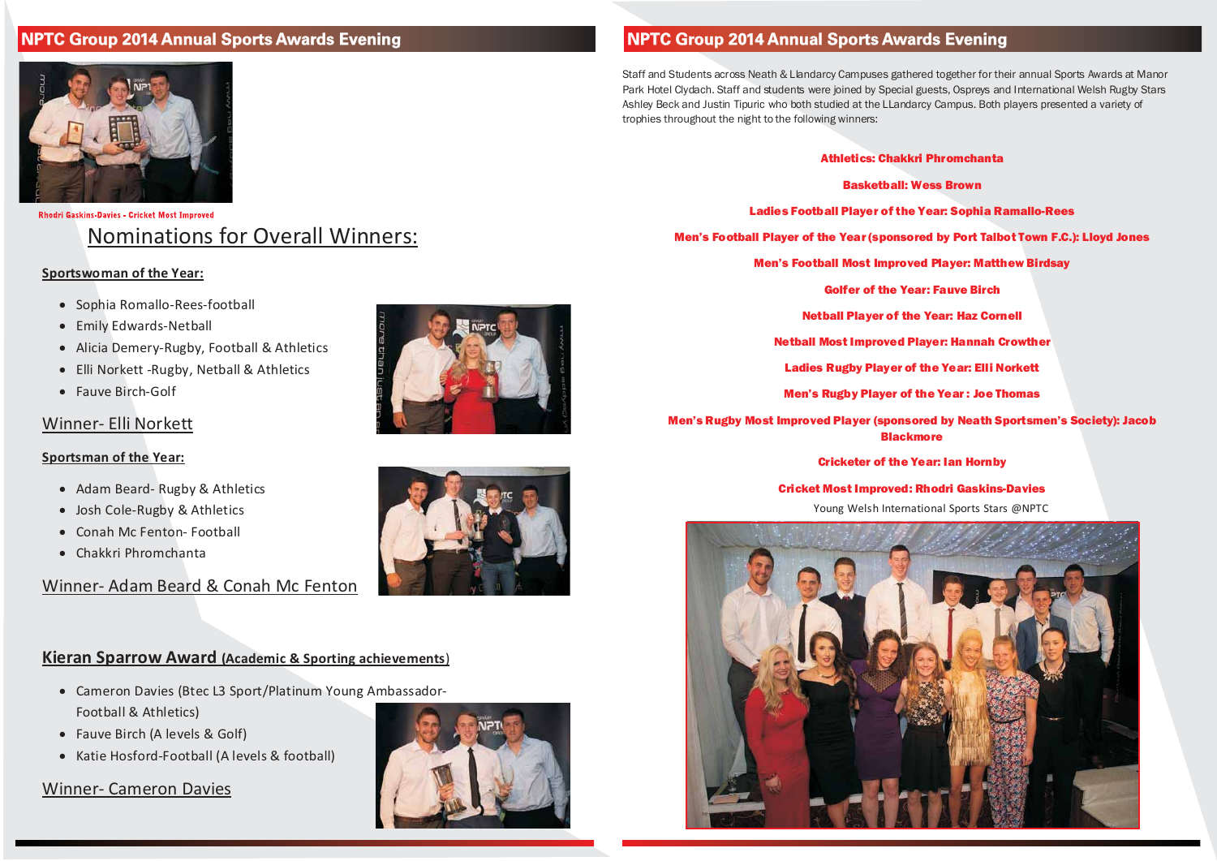## NPTC Group 2014 Annual Sports Awards Evening

Rhodri Gaskins-Davies - Cricket Most Improved

# Nominations for Overall Winners:

**Sportswoman of the Year:**

- Sophia Romallo-Rees-football
- Emily Edwards-Netball
- Alicia Demery-Rugby, Football & Athletics
- Elli Norkett -Rugby, Netball & Athletics
- Fauve Birch-Golf

Winner- Elli Norkett

**Sportsman of the Year:**

- Adam Beard- Rugby & Athletics
- Josh Cole-Rugby & Athletics
- Conah Mc Fenton- Football
- Chakkri Phromchanta

Winner- Adam Beard & Conah Mc Fenton

**Kieran Sparrow Award (Academic & Sporting achievements)**

- Cameron Davies (Btec L3 Sport/Platinum Young Ambassador-Football & Athletics)
- Fauve Birch (A levels & Golf)
- Katie Hosford-Football (A levels & football)

Winner- Cameron Davies

## NPTC Group 2014 Annual Sports Awards Evening

Staff and Students across Neath & Llandarcy Campuses gathered together for their annual Sports Awards at Manor Park Hotel Clydach. Staff and students were joined by Special guests, Ospreys and International Welsh Rugby Stars Ashley Beck and Justin Tipuric who both studied at the LLandarcy Campus. Both players presented a variety of trophies throughout the night to the following winners:

**Athletics: Chakkri Phromchanta**

**Basketball: Wess Brown**

**Ladies Football Player of the Year: Sophia Ramallo-Rees**

**Men's Football Player of the Year (sponsored by Port Talbot Town F.C.): Lloyd Jones**

**Men's Football Most Improved Player: Matthew Birdsay**

**Golfer of the Year: Fauve Birch**

**Netball Player of the Year: Haz Cornell**

**Netball Most Improved Player: Hannah Crowther**

**Ladies Rugby Player of the Year: Elli Norkett**

**Men's Rugby Player of the Year : Joe Thomas**

**Men's Rugby Most Improved Player (sponsored by Neath Sportsmen's Society): Jacob Blackmore**

**Cricketer of the Year: Ian Hornby**

**Cricket Most Improved: Rhodri Gaskins-Davies**

Young Welsh International Sports Stars @NPTC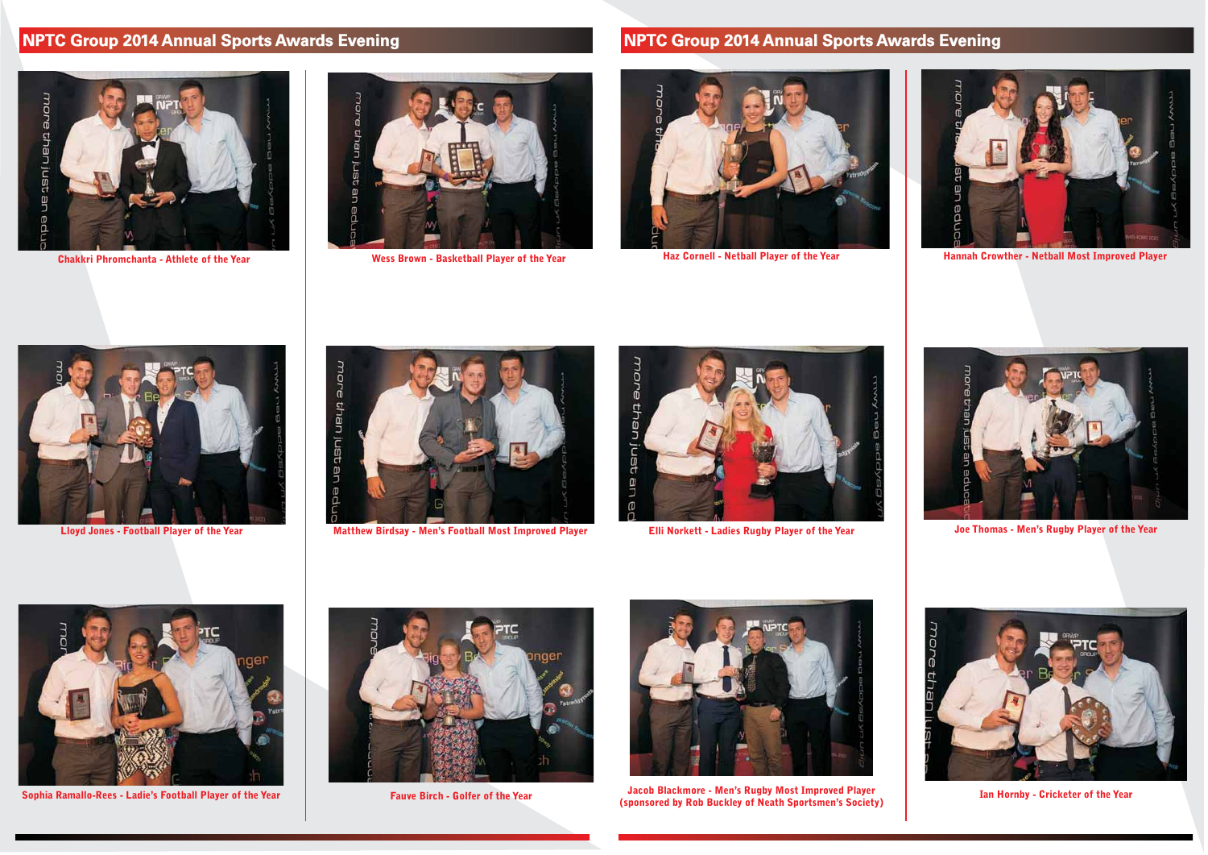## NPTC Group 2014 Annual Sports Awards Evening

Chakkri Phromchanta - Athlete of the Year

Wess Brown - Basketball Player of the Year

Lloyd Jones - Football Player of the Year

Matthew Birdsay - Men's Football Most Improved Player

Sophia Ramallo-Rees - Ladie's Football Player of the Year

Fauve Birch - Golfer of the Year

## NPTC Group 2014 Annual Sports Awards Evening

Haz Cornell - Netball Player of the Year

Hannah Crowther - Netball Most Improved Player

Elli Norkett - Ladies Rugby Player of the Year

Joe Thomas - Men's Rugby Player of the Year

Jacob Blackmore - Men's Rugby Most Improved Player (sponsored by Rob Buckley of Neath Sportsmen's Society)

Ian Hornby - Cricketer of the Year